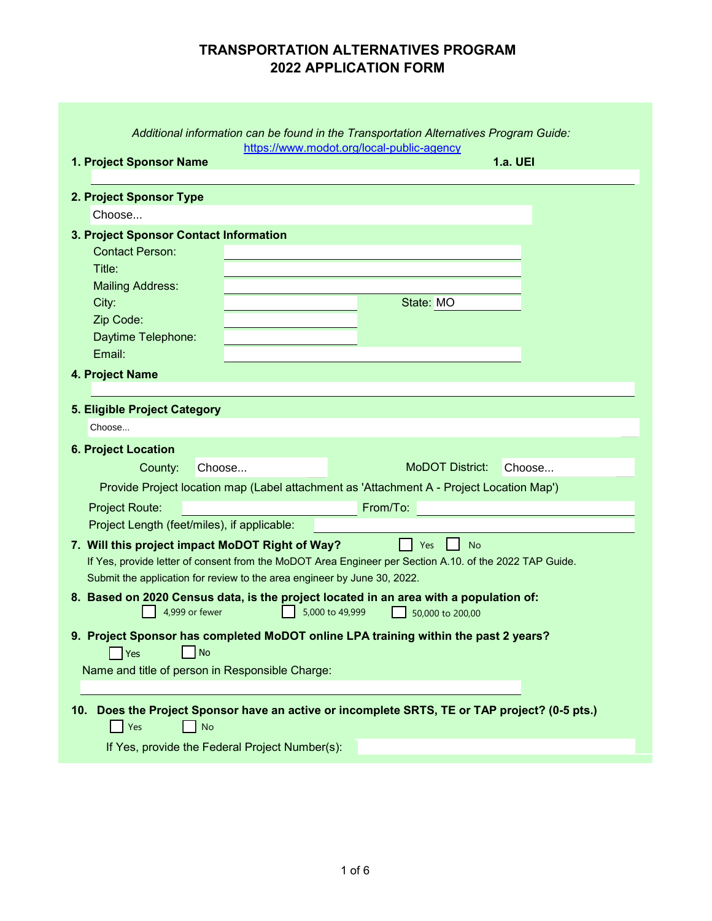# TRANSPORTATION ALTERNATIVES PROGRAM
# 2022 APPLICATION FORM

*Additional information can be found in the Transportation Alternatives Program Guide:*
https://www.modot.org/local-public-agency

**1. Project Sponsor Name** **1.a. UEI**

**2. Project Sponsor Type**

Choose...

**3. Project Sponsor Contact Information**

Contact Person:

Title:

Mailing Address:

City: State: MO

Zip Code:

Daytime Telephone:

Email:

**4. Project Name**

**5. Eligible Project Category**

Choose...

**6. Project Location**

County: Choose... MoDOT District: Choose...

Provide Project location map (Label attachment as 'Attachment A - Project Location Map')

Project Route: From/To:

Project Length (feet/miles), if applicable:

**7. Will this project impact MoDOT Right of Way?** ☐ Yes ☐ No

If Yes, provide letter of consent from the MoDOT Area Engineer per Section A.10. of the 2022 TAP Guide.
Submit the application for review to the area engineer by June 30, 2022.

**8. Based on 2020 Census data, is the project located in an area with a population of:**

☐ 4,999 or fewer ☐ 5,000 to 49,999 ☐ 50,000 to 200,00

**9. Project Sponsor has completed MoDOT online LPA training within the past 2 years?**

☐ Yes ☐ No

Name and title of person in Responsible Charge:

**10. Does the Project Sponsor have an active or incomplete SRTS, TE or TAP project? (0-5 pts.)**

☐ Yes ☐ No

If Yes, provide the Federal Project Number(s):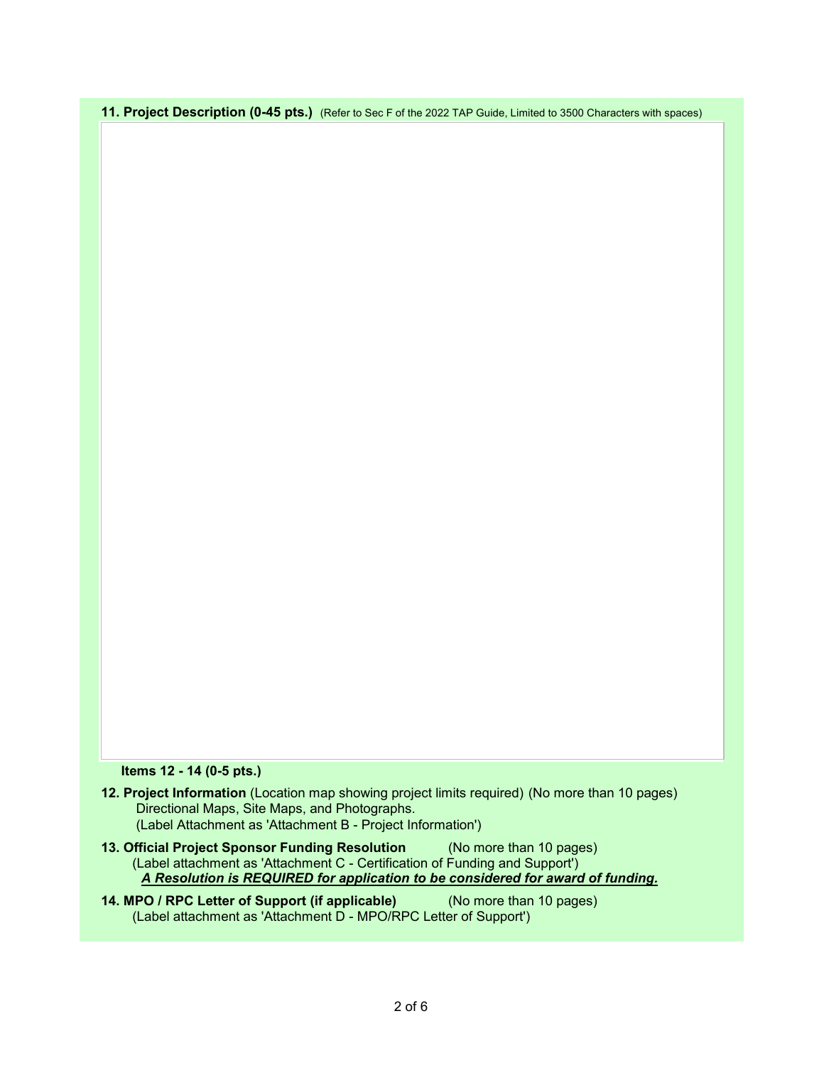**11. Project Description (0-45 pts.)** (Refer to Sec F of the 2022 TAP Guide, Limited to 3500 Characters with spaces)

**Items 12 - 14 (0-5 pts.)**

**12. Project Information** (Location map showing project limits required) (No more than 10 pages)
Directional Maps, Site Maps, and Photographs.
(Label Attachment as 'Attachment B - Project Information')

**13. Official Project Sponsor Funding Resolution** (No more than 10 pages)
(Label attachment as 'Attachment C - Certification of Funding and Support')
***A Resolution is REQUIRED for application to be considered for award of funding.***

**14. MPO / RPC Letter of Support (if applicable)** (No more than 10 pages)
(Label attachment as 'Attachment D - MPO/RPC Letter of Support')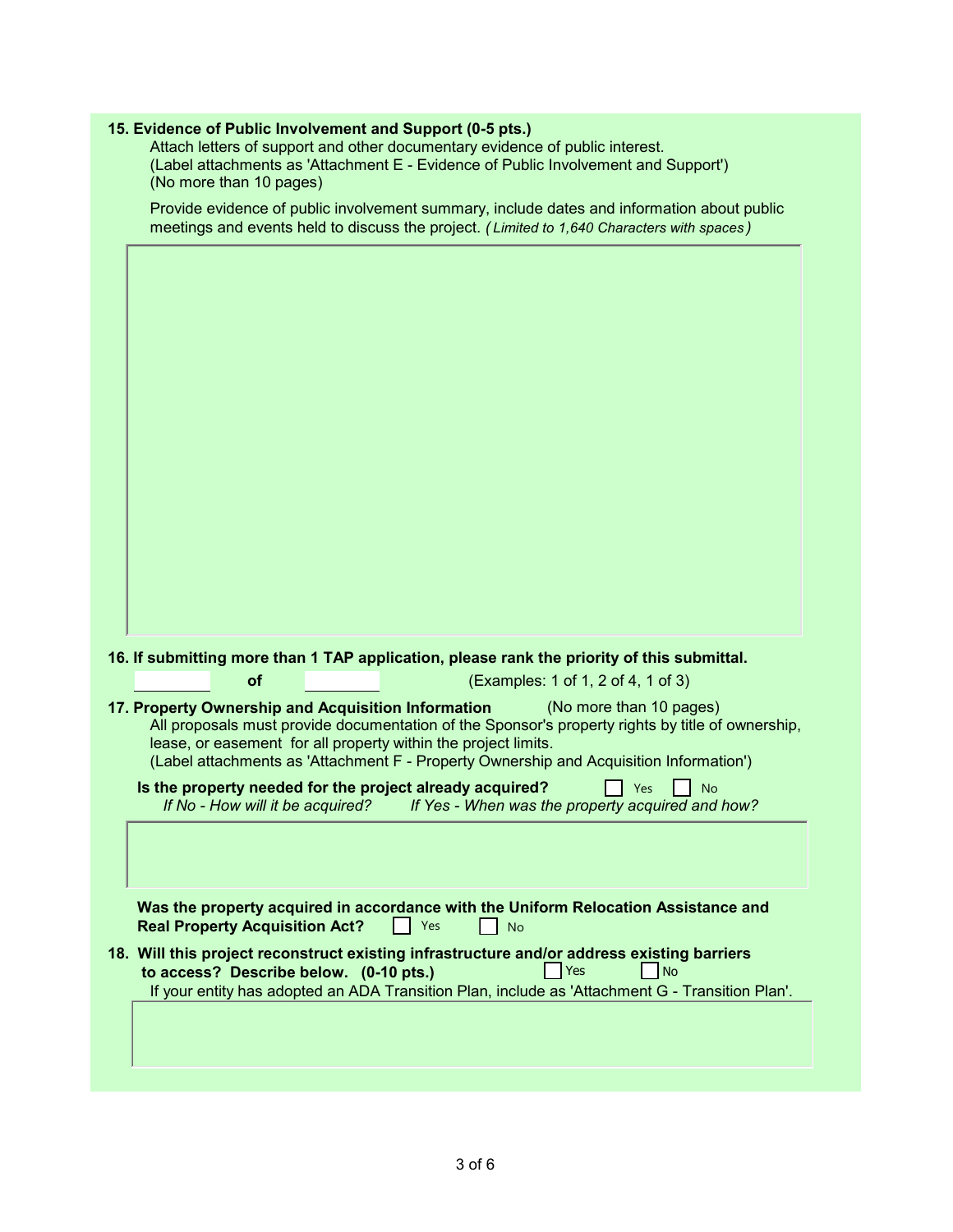**15. Evidence of Public Involvement and Support (0-5 pts.)**

Attach letters of support and other documentary evidence of public interest.
(Label attachments as 'Attachment E - Evidence of Public Involvement and Support')
(No more than 10 pages)

Provide evidence of public involvement summary, include dates and information about public meetings and events held to discuss the project. *(Limited to 1,640 Characters with spaces)*

**16. If submitting more than 1 TAP application, please rank the priority of this submittal.**

____ **of** ____ (Examples: 1 of 1, 2 of 4, 1 of 3)

**17. Property Ownership and Acquisition Information** (No more than 10 pages)

All proposals must provide documentation of the Sponsor's property rights by title of ownership, lease, or easement for all property within the project limits.
(Label attachments as 'Attachment F - Property Ownership and Acquisition Information')

**Is the property needed for the project already acquired?** ☐ Yes ☐ No

*If No - How will it be acquired? If Yes - When was the property acquired and how?*

**Was the property acquired in accordance with the Uniform Relocation Assistance and Real Property Acquisition Act?** ☐ Yes ☐ No

**18. Will this project reconstruct existing infrastructure and/or address existing barriers to access? Describe below. (0-10 pts.)** ☐ Yes ☐ No

If your entity has adopted an ADA Transition Plan, include as 'Attachment G - Transition Plan'.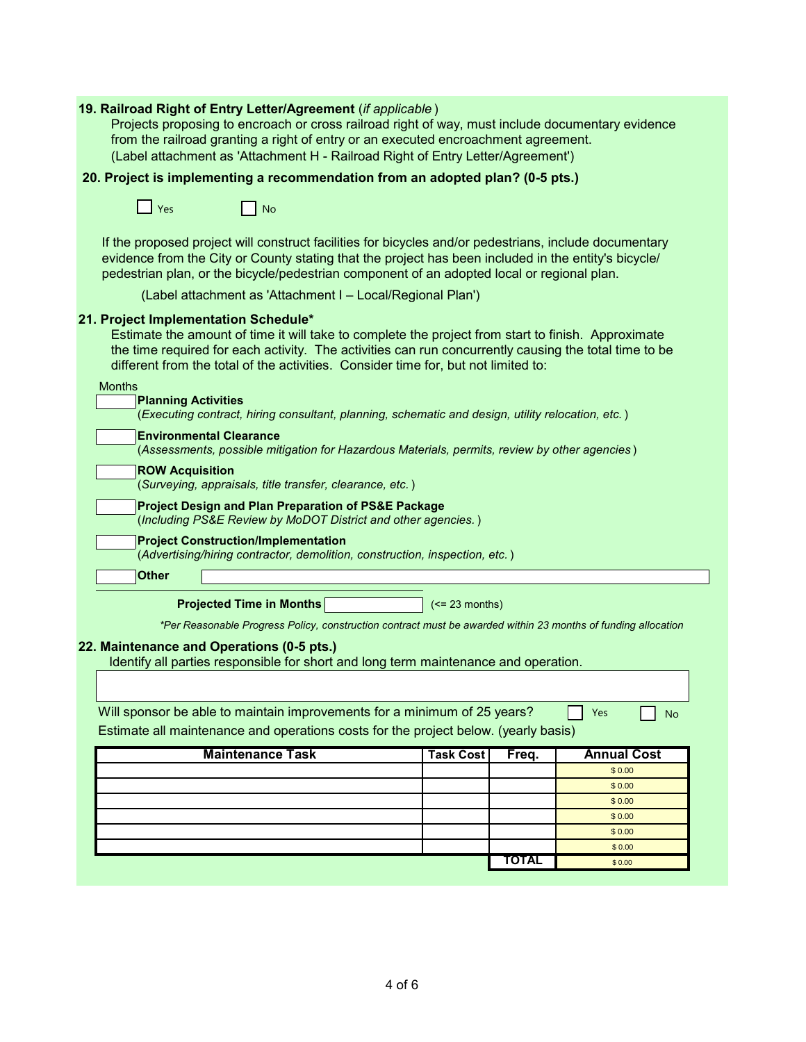**19. Railroad Right of Entry Letter/Agreement** (*if applicable*)

Projects proposing to encroach or cross railroad right of way, must include documentary evidence from the railroad granting a right of entry or an executed encroachment agreement.
(Label attachment as 'Attachment H - Railroad Right of Entry Letter/Agreement')

**20. Project is implementing a recommendation from an adopted plan? (0-5 pts.)**

☐ Yes ☐ No

If the proposed project will construct facilities for bicycles and/or pedestrians, include documentary evidence from the City or County stating that the project has been included in the entity's bicycle/pedestrian plan, or the bicycle/pedestrian component of an adopted local or regional plan.

(Label attachment as 'Attachment I – Local/Regional Plan')

**21. Project Implementation Schedule***

Estimate the amount of time it will take to complete the project from start to finish. Approximate the time required for each activity. The activities can run concurrently causing the total time to be different from the total of the activities. Consider time for, but not limited to:

| Months | |
|---|---|
| | **Planning Activities** (*Executing contract, hiring consultant, planning, schematic and design, utility relocation, etc.*) |
| | **Environmental Clearance** (*Assessments, possible mitigation for Hazardous Materials, permits, review by other agencies*) |
| | **ROW Acquisition** (*Surveying, appraisals, title transfer, clearance, etc.*) |
| | **Project Design and Plan Preparation of PS&E Package** (*Including PS&E Review by MoDOT District and other agencies.*) |
| | **Project Construction/Implementation** (*Advertising/hiring contractor, demolition, construction, inspection, etc.*) |
| | **Other** |

**Projected Time in Months** ______ (<= 23 months)

*\*Per Reasonable Progress Policy, construction contract must be awarded within 23 months of funding allocation*

**22. Maintenance and Operations (0-5 pts.)**

Identify all parties responsible for short and long term maintenance and operation.

Will sponsor be able to maintain improvements for a minimum of 25 years? ☐ Yes ☐ No

Estimate all maintenance and operations costs for the project below. (yearly basis)

| Maintenance Task | Task Cost | Freq. | Annual Cost |
|---|---|---|---|
| | | | $ 0.00 |
| | | | $ 0.00 |
| | | | $ 0.00 |
| | | | $ 0.00 |
| | | | $ 0.00 |
| | | | $ 0.00 |
| | | TOTAL | $ 0.00 |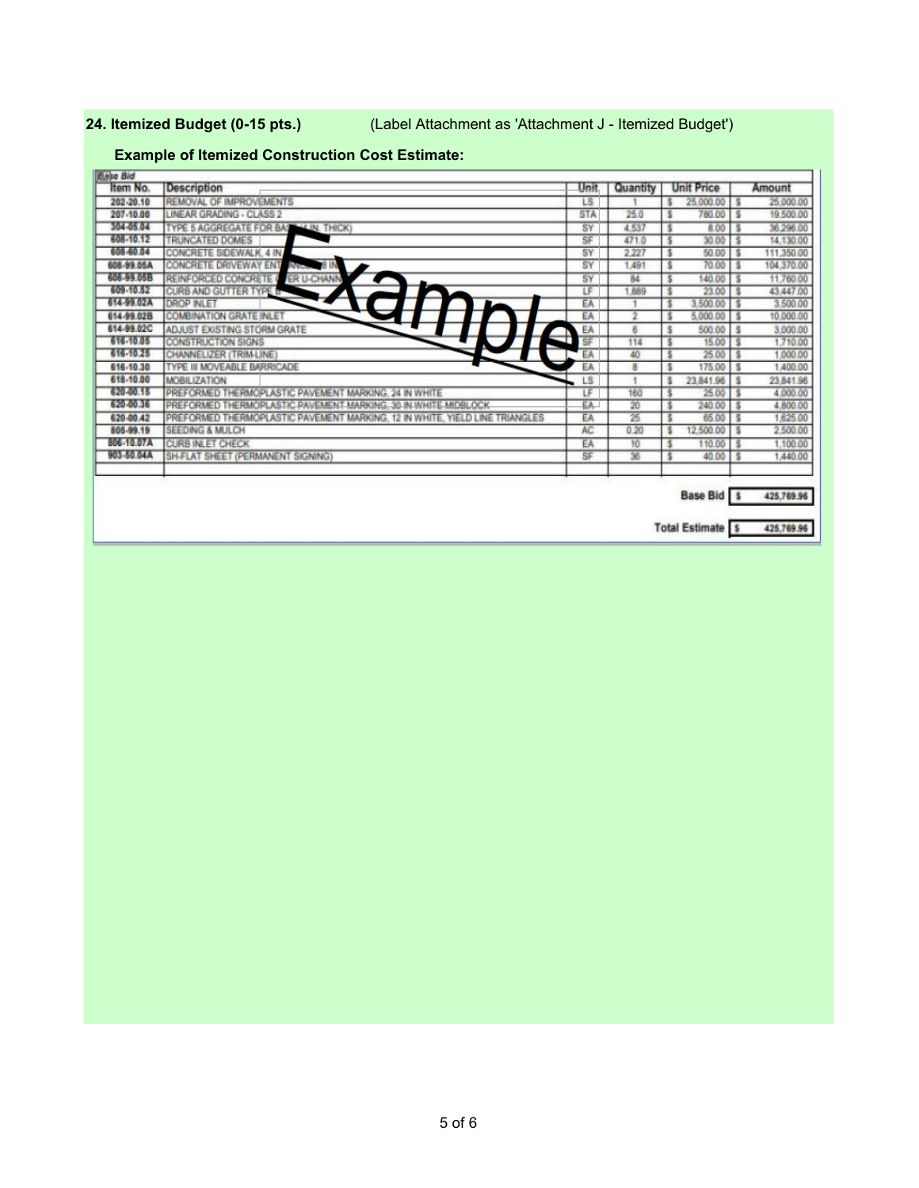**24. Itemized Budget (0-15 pts.)** (Label Attachment as 'Attachment J - Itemized Budget')

**Example of Itemized Construction Cost Estimate:**

*Base Bid*

| Item No. | Description | Unit | Quantity | Unit Price | Amount |
|---|---|---|---|---|---|
| 202-20.10 | REMOVAL OF IMPROVEMENTS | LS | 1 | $ 25,000.00 | $ 25,000.00 |
| 207-10.00 | LINEAR GRADING - CLASS 2 | STA | 25.0 | $ 780.00 | $ 19,500.00 |
| 304-05.04 | TYPE 5 AGGREGATE FOR BAS... IN. THICK) | SY | 4,537 | $ 8.00 | $ 36,296.00 |
| 608-10.12 | TRUNCATED DOMES | SF | 471.0 | $ 30.00 | $ 14,130.00 |
| 608-60.04 | CONCRETE SIDEWALK, 4 IN. | SY | 2,227 | $ 50.00 | $ 111,350.00 |
| 608-99.05A | CONCRETE DRIVEWAY ENT... 8 IN | SY | 1,491 | $ 70.00 | $ 104,370.00 |
| 608-99.05B | REINFORCED CONCRETE ...ER U-CHANN... | SY | 84 | $ 140.00 | $ 11,760.00 |
| 609-10.52 | CURB AND GUTTER TYPE B | LF | 1,889 | $ 23.00 | $ 43,447.00 |
| 614-99.02A | DROP INLET | EA | 1 | $ 3,500.00 | $ 3,500.00 |
| 614-99.02B | COMBINATION GRATE INLET | EA | 2 | $ 5,000.00 | $ 10,000.00 |
| 614-99.02C | ADJUST EXISTING STORM GRATE | EA | 6 | $ 500.00 | $ 3,000.00 |
| 616-10.05 | CONSTRUCTION SIGNS | SF | 114 | $ 15.00 | $ 1,710.00 |
| 616-10.25 | CHANNELIZER (TRIM-LINE) | EA | 40 | $ 25.00 | $ 1,000.00 |
| 616-10.30 | TYPE III MOVEABLE BARRICADE | EA | 8 | $ 175.00 | $ 1,400.00 |
| 618-10.00 | MOBILIZATION | LS | 1 | $ 23,841.96 | $ 23,841.96 |
| 620-00.15 | PREFORMED THERMOPLASTIC PAVEMENT MARKING, 24 IN WHITE | LF | 160 | $ 25.00 | $ 4,000.00 |
| 620-00.36 | ~~PREFORMED THERMOPLASTIC PAVEMENT MARKING, 30 IN WHITE MIDBLOCK~~ | EA | 20 | $ 240.00 | $ 4,800.00 |
| 620-00.42 | PREFORMED THERMOPLASTIC PAVEMENT MARKING, 12 IN WHITE, YIELD LINE TRIANGLES | EA | 25 | $ 65.00 | $ 1,625.00 |
| 805-99.19 | SEEDING & MULCH | AC | 0.20 | $ 12,500.00 | $ 2,500.00 |
| 806-10.07A | CURB INLET CHECK | EA | 10 | $ 110.00 | $ 1,100.00 |
| 903-50.04A | SH-FLAT SHEET (PERMANENT SIGNING) | SF | 36 | $ 40.00 | $ 1,440.00 |

**Base Bid** $ 425,769.96

**Total Estimate** $ 425,769.96

Example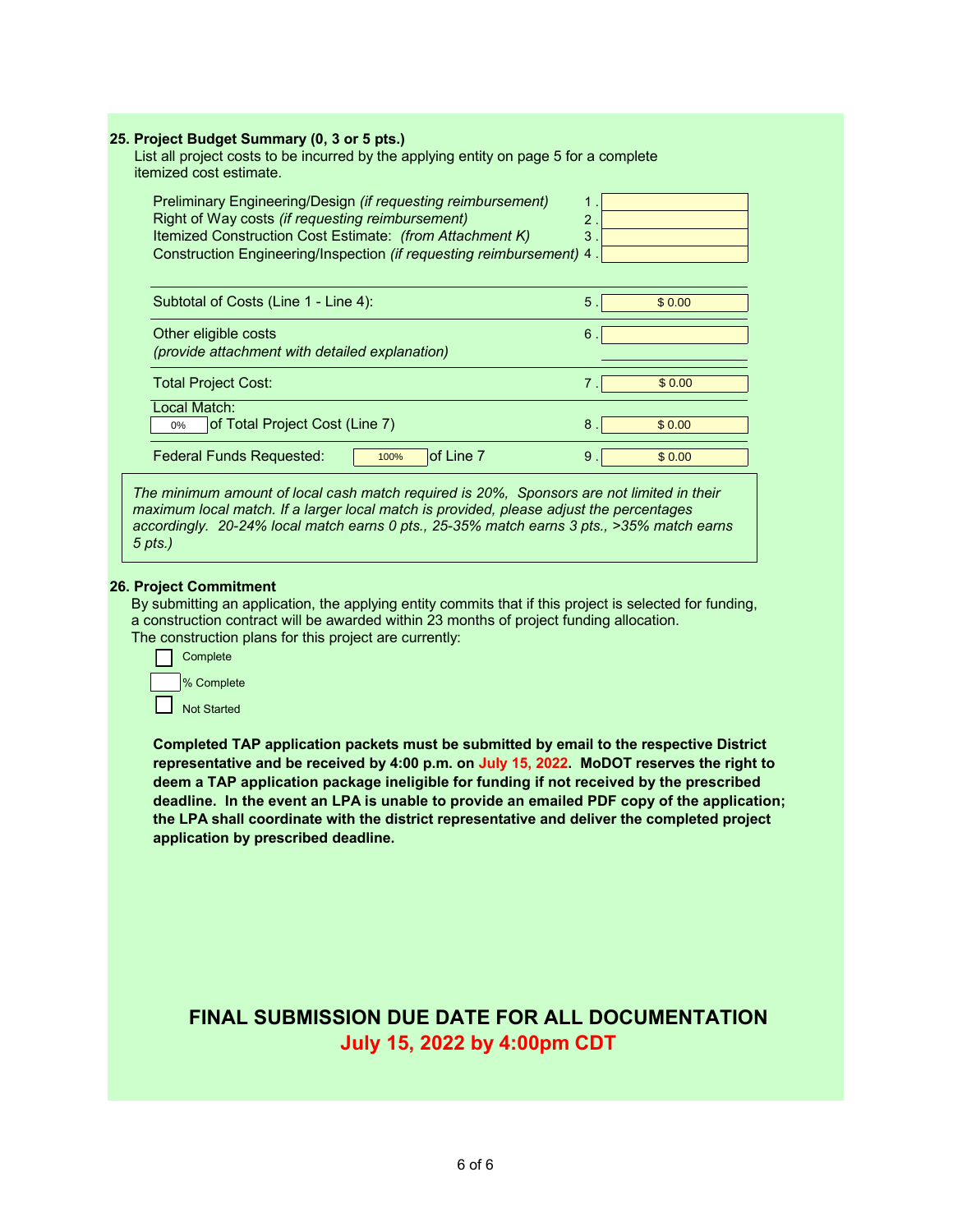**25. Project Budget Summary (0, 3 or 5 pts.)**

List all project costs to be incurred by the applying entity on page 5 for a complete itemized cost estimate.

| | | |
|---|---|---|
| Preliminary Engineering/Design *(if requesting reimbursement)* | 1. | |
| Right of Way costs *(if requesting reimbursement)* | 2. | |
| Itemized Construction Cost Estimate: *(from Attachment K)* | 3. | |
| Construction Engineering/Inspection *(if requesting reimbursement)* | 4. | |
| Subtotal of Costs (Line 1 - Line 4): | 5. | $ 0.00 |
| Other eligible costs *(provide attachment with detailed explanation)* | 6. | |
| Total Project Cost: | 7. | $ 0.00 |
| Local Match: 0% of Total Project Cost (Line 7) | 8. | $ 0.00 |
| Federal Funds Requested: 100% of Line 7 | 9. | $ 0.00 |

*The minimum amount of local cash match required is 20%, Sponsors are not limited in their maximum local match. If a larger local match is provided, please adjust the percentages accordingly. 20-24% local match earns 0 pts., 25-35% match earns 3 pts., >35% match earns 5 pts.)*

**26. Project Commitment**

By submitting an application, the applying entity commits that if this project is selected for funding, a construction contract will be awarded within 23 months of project funding allocation.

The construction plans for this project are currently:

- ☐ Complete
- ☐ % Complete
- ☐ Not Started

**Completed TAP application packets must be submitted by email to the respective District representative and be received by 4:00 p.m. on July 15, 2022. MoDOT reserves the right to deem a TAP application package ineligible for funding if not received by the prescribed deadline. In the event an LPA is unable to provide an emailed PDF copy of the application; the LPA shall coordinate with the district representative and deliver the completed project application by prescribed deadline.**

## FINAL SUBMISSION DUE DATE FOR ALL DOCUMENTATION
## July 15, 2022 by 4:00pm CDT